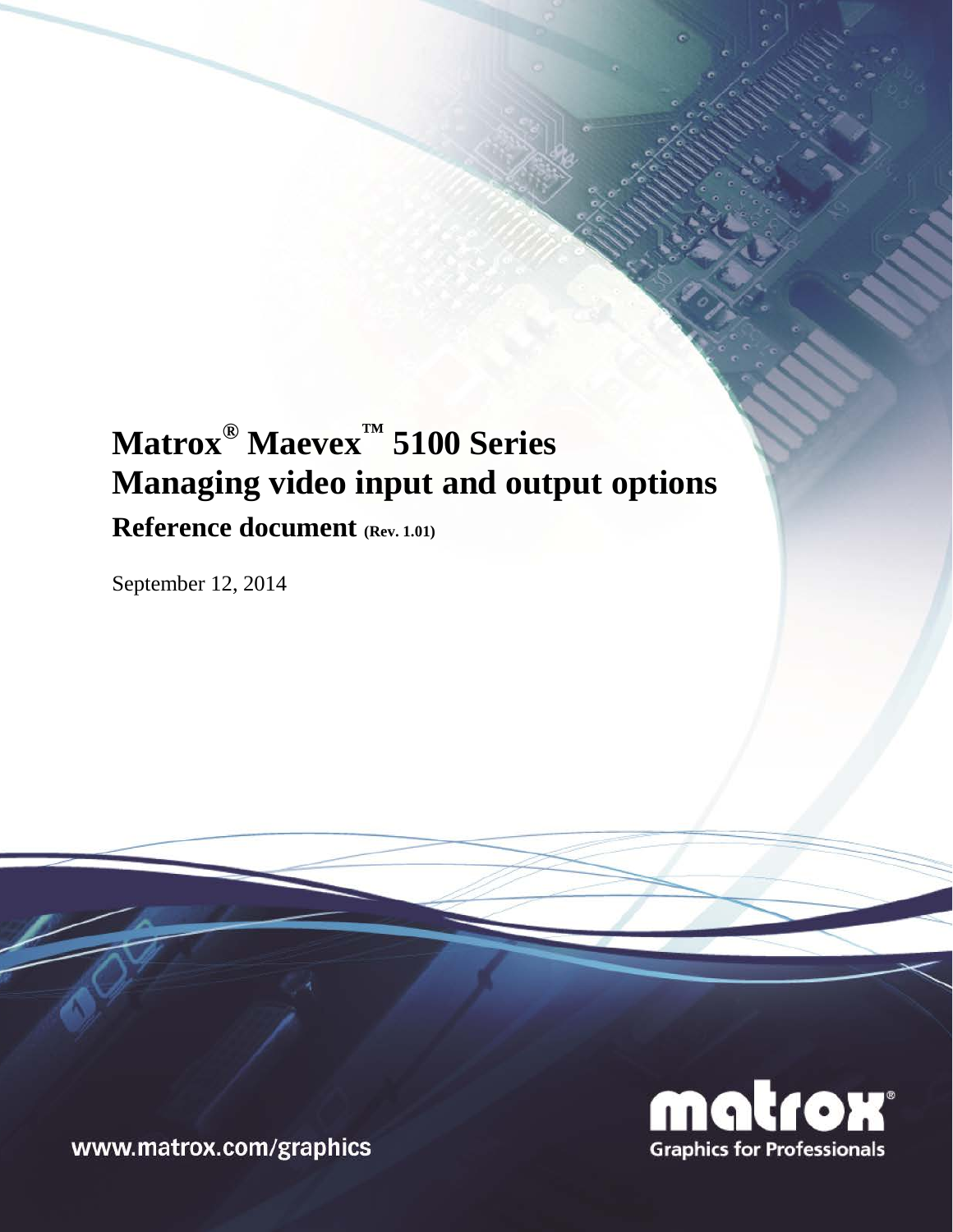# Matrox® Maevex™ 5100 Series
# Managing video input and output options

## Reference document (Rev. 1.01)

September 12, 2014

matrox®
Graphics for Professionals

www.matrox.com/graphics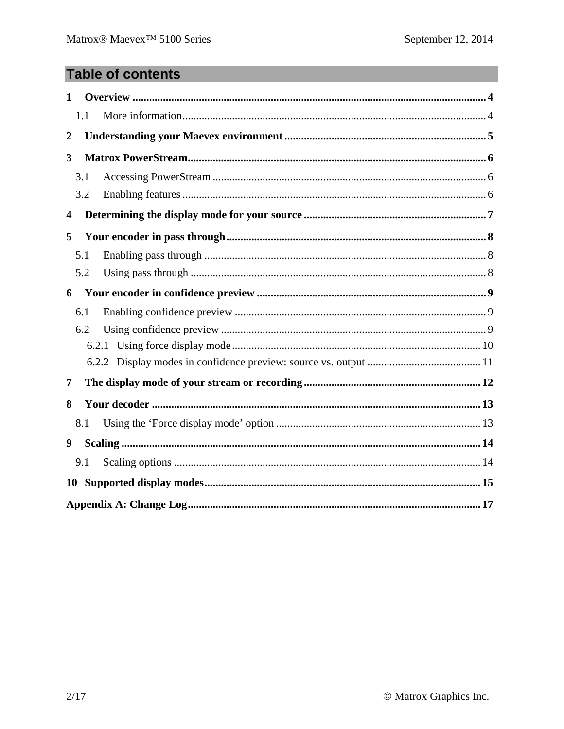# Table of contents

1 Overview ........................................ 4
- 1.1 More information ........................................ 4

2 Understanding your Maevex environment ........................................ 5

3 Matrox PowerStream ........................................ 6
- 3.1 Accessing PowerStream ........................................ 6
- 3.2 Enabling features ........................................ 6

4 Determining the display mode for your source ........................................ 7

5 Your encoder in pass through ........................................ 8
- 5.1 Enabling pass through ........................................ 8
- 5.2 Using pass through ........................................ 8

6 Your encoder in confidence preview ........................................ 9
- 6.1 Enabling confidence preview ........................................ 9
- 6.2 Using confidence preview ........................................ 9
  - 6.2.1 Using force display mode ........................................ 10
  - 6.2.2 Display modes in confidence preview: source vs. output ........................................ 11

7 The display mode of your stream or recording ........................................ 12

8 Your decoder ........................................ 13
- 8.1 Using the ‘Force display mode’ option ........................................ 13

9 Scaling ........................................ 14
- 9.1 Scaling options ........................................ 14

10 Supported display modes ........................................ 15

Appendix A: Change Log ........................................ 17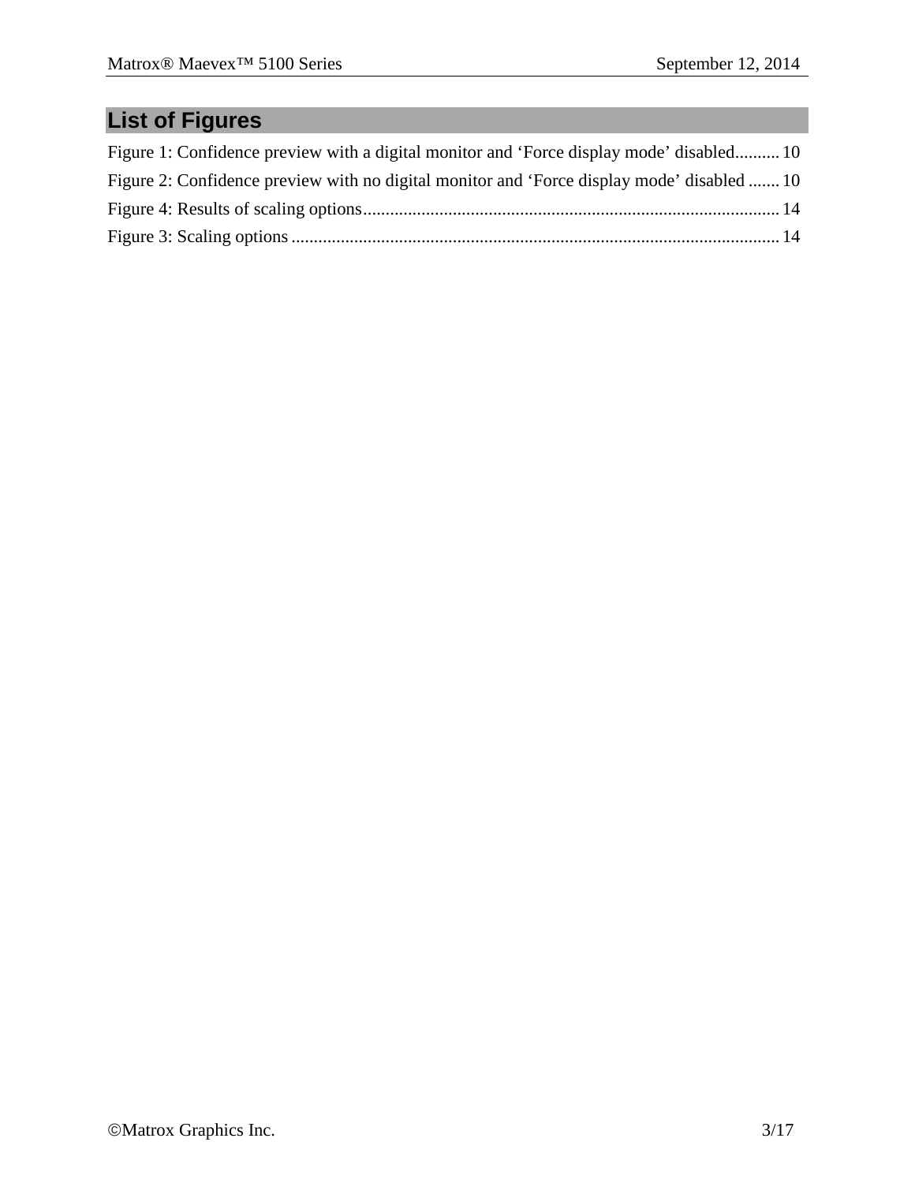## List of Figures

Figure 1: Confidence preview with a digital monitor and ‘Force display mode’ disabled.......... 10

Figure 2: Confidence preview with no digital monitor and ‘Force display mode’ disabled ....... 10

Figure 4: Results of scaling options............................................................................................ 14

Figure 3: Scaling options ............................................................................................................ 14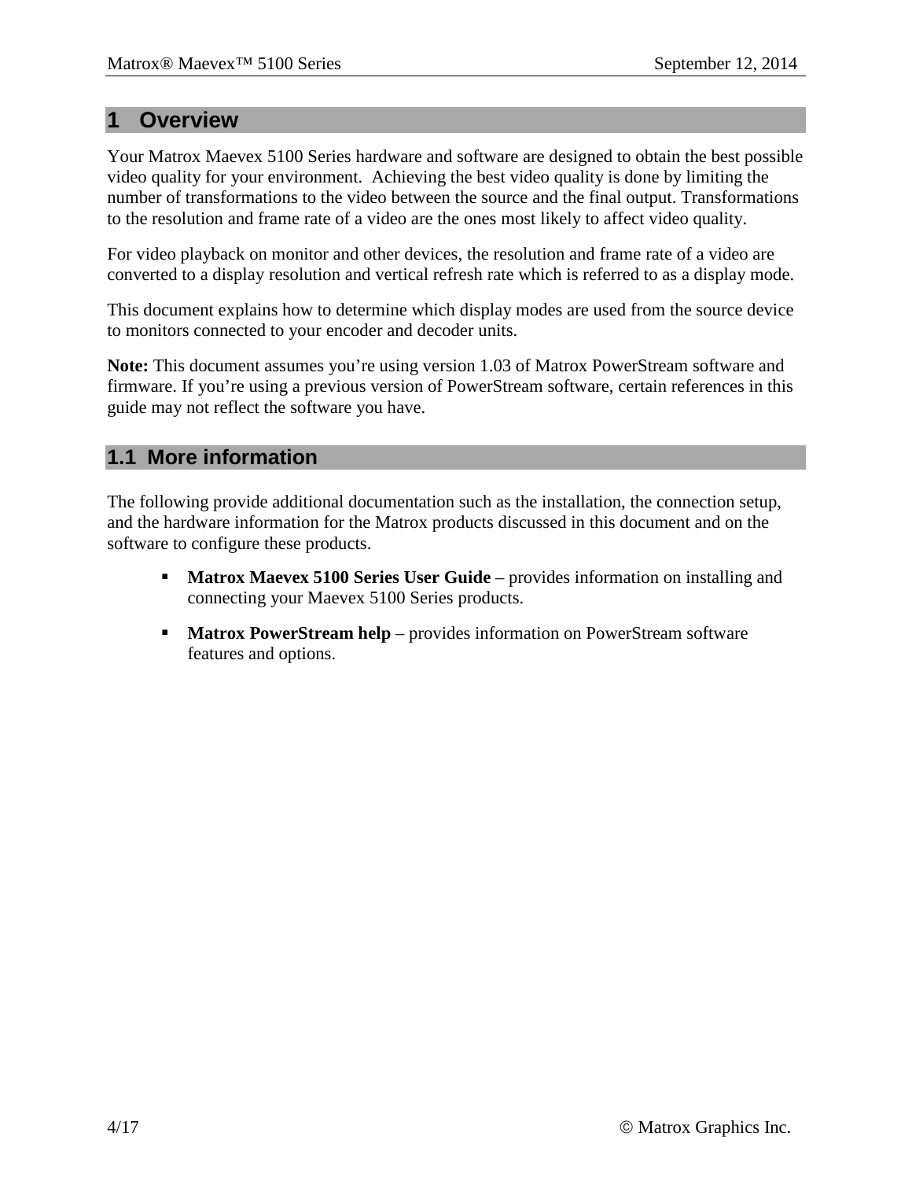# 1 Overview

Your Matrox Maevex 5100 Series hardware and software are designed to obtain the best possible video quality for your environment. Achieving the best video quality is done by limiting the number of transformations to the video between the source and the final output. Transformations to the resolution and frame rate of a video are the ones most likely to affect video quality.

For video playback on monitor and other devices, the resolution and frame rate of a video are converted to a display resolution and vertical refresh rate which is referred to as a display mode.

This document explains how to determine which display modes are used from the source device to monitors connected to your encoder and decoder units.

**Note:** This document assumes you're using version 1.03 of Matrox PowerStream software and firmware. If you're using a previous version of PowerStream software, certain references in this guide may not reflect the software you have.

## 1.1 More information

The following provide additional documentation such as the installation, the connection setup, and the hardware information for the Matrox products discussed in this document and on the software to configure these products.

- **Matrox Maevex 5100 Series User Guide** – provides information on installing and connecting your Maevex 5100 Series products.
- **Matrox PowerStream help** – provides information on PowerStream software features and options.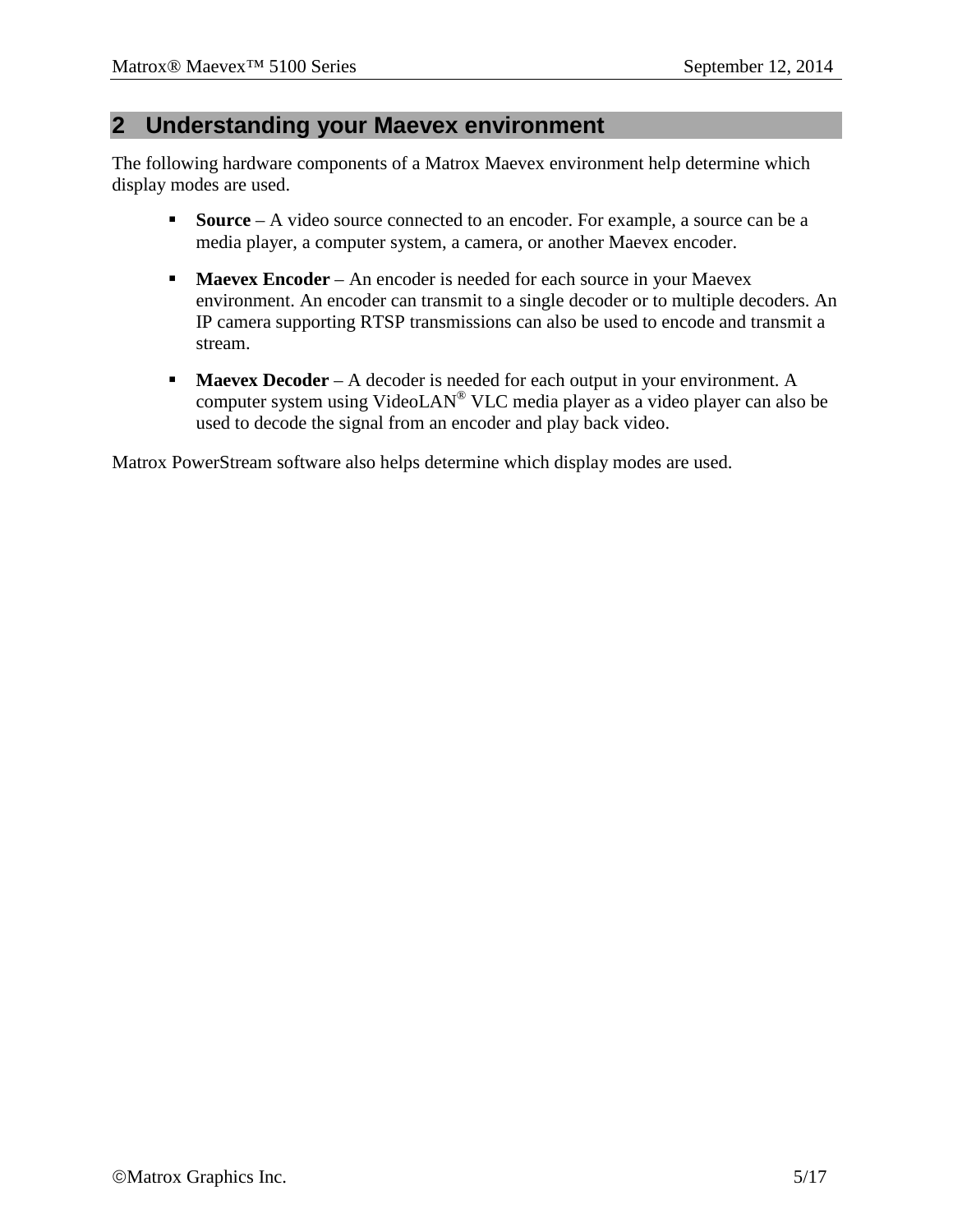## 2 Understanding your Maevex environment

The following hardware components of a Matrox Maevex environment help determine which display modes are used.

- **Source** – A video source connected to an encoder. For example, a source can be a media player, a computer system, a camera, or another Maevex encoder.
- **Maevex Encoder** – An encoder is needed for each source in your Maevex environment. An encoder can transmit to a single decoder or to multiple decoders. An IP camera supporting RTSP transmissions can also be used to encode and transmit a stream.
- **Maevex Decoder** – A decoder is needed for each output in your environment. A computer system using VideoLAN® VLC media player as a video player can also be used to decode the signal from an encoder and play back video.

Matrox PowerStream software also helps determine which display modes are used.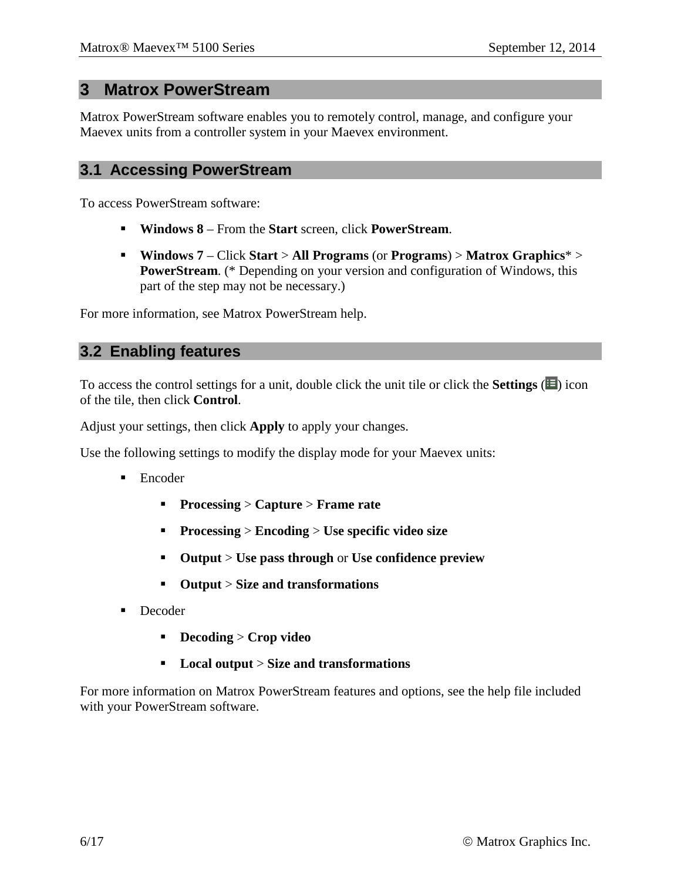# 3 Matrox PowerStream

Matrox PowerStream software enables you to remotely control, manage, and configure your Maevex units from a controller system in your Maevex environment.

## 3.1 Accessing PowerStream

To access PowerStream software:

- **Windows 8** – From the **Start** screen, click **PowerStream**.
- **Windows 7** – Click **Start** > **All Programs** (or **Programs**) > **Matrox Graphics*** > **PowerStream**. (* Depending on your version and configuration of Windows, this part of the step may not be necessary.)

For more information, see Matrox PowerStream help.

## 3.2 Enabling features

To access the control settings for a unit, double click the unit tile or click the **Settings** ( ) icon of the tile, then click **Control**.

Adjust your settings, then click **Apply** to apply your changes.

Use the following settings to modify the display mode for your Maevex units:

- Encoder
  - **Processing** > **Capture** > **Frame rate**
  - **Processing** > **Encoding** > **Use specific video size**
  - **Output** > **Use pass through** or **Use confidence preview**
  - **Output** > **Size and transformations**
- Decoder
  - **Decoding** > **Crop video**
  - **Local output** > **Size and transformations**

For more information on Matrox PowerStream features and options, see the help file included with your PowerStream software.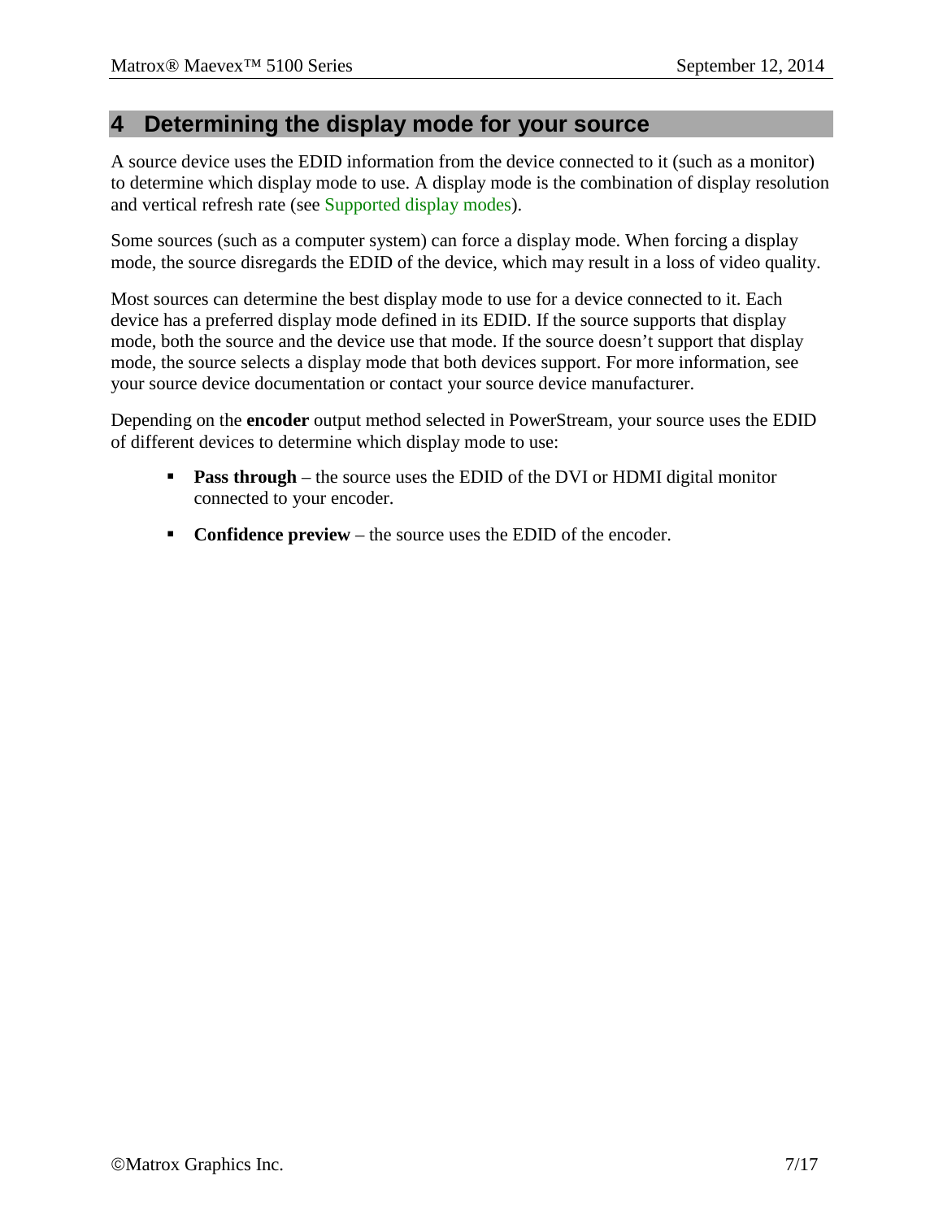# 4 Determining the display mode for your source

A source device uses the EDID information from the device connected to it (such as a monitor) to determine which display mode to use. A display mode is the combination of display resolution and vertical refresh rate (see Supported display modes).

Some sources (such as a computer system) can force a display mode. When forcing a display mode, the source disregards the EDID of the device, which may result in a loss of video quality.

Most sources can determine the best display mode to use for a device connected to it. Each device has a preferred display mode defined in its EDID. If the source supports that display mode, both the source and the device use that mode. If the source doesn't support that display mode, the source selects a display mode that both devices support. For more information, see your source device documentation or contact your source device manufacturer.

Depending on the **encoder** output method selected in PowerStream, your source uses the EDID of different devices to determine which display mode to use:

- **Pass through** – the source uses the EDID of the DVI or HDMI digital monitor connected to your encoder.
- **Confidence preview** – the source uses the EDID of the encoder.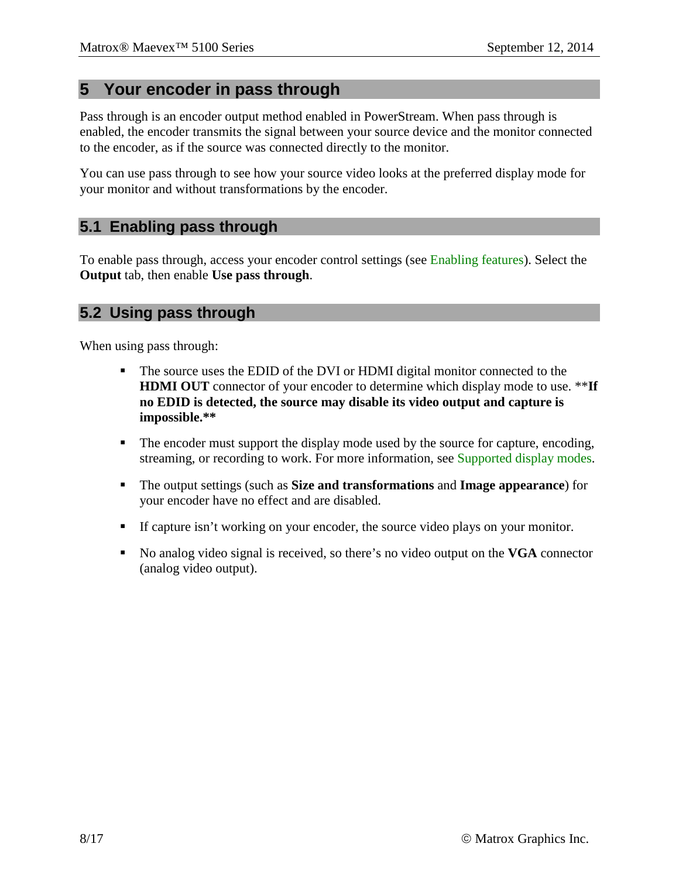# 5 Your encoder in pass through

Pass through is an encoder output method enabled in PowerStream. When pass through is enabled, the encoder transmits the signal between your source device and the monitor connected to the encoder, as if the source was connected directly to the monitor.

You can use pass through to see how your source video looks at the preferred display mode for your monitor and without transformations by the encoder.

## 5.1 Enabling pass through

To enable pass through, access your encoder control settings (see Enabling features). Select the **Output** tab, then enable **Use pass through**.

## 5.2 Using pass through

When using pass through:

- The source uses the EDID of the DVI or HDMI digital monitor connected to the **HDMI OUT** connector of your encoder to determine which display mode to use. **If no EDID is detected, the source may disable its video output and capture is impossible.**
- The encoder must support the display mode used by the source for capture, encoding, streaming, or recording to work. For more information, see Supported display modes.
- The output settings (such as **Size and transformations** and **Image appearance**) for your encoder have no effect and are disabled.
- If capture isn't working on your encoder, the source video plays on your monitor.
- No analog video signal is received, so there's no video output on the **VGA** connector (analog video output).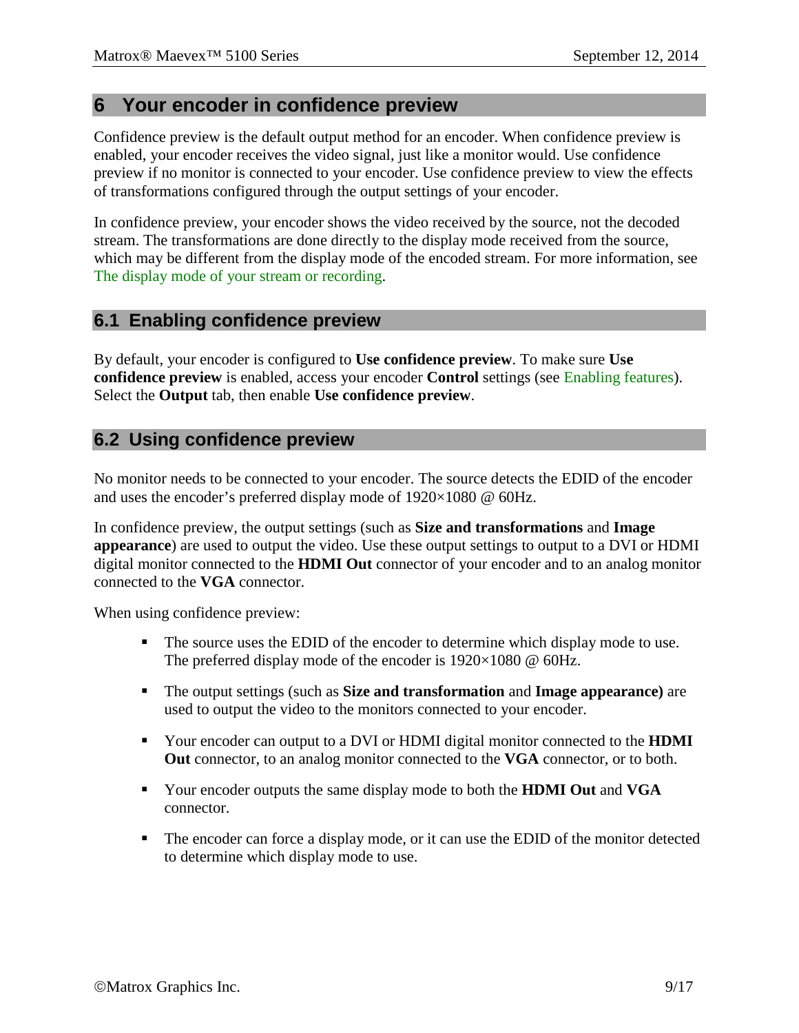# 6 Your encoder in confidence preview

Confidence preview is the default output method for an encoder. When confidence preview is enabled, your encoder receives the video signal, just like a monitor would. Use confidence preview if no monitor is connected to your encoder. Use confidence preview to view the effects of transformations configured through the output settings of your encoder.

In confidence preview, your encoder shows the video received by the source, not the decoded stream. The transformations are done directly to the display mode received from the source, which may be different from the display mode of the encoded stream. For more information, see The display mode of your stream or recording.

## 6.1 Enabling confidence preview

By default, your encoder is configured to **Use confidence preview**. To make sure **Use confidence preview** is enabled, access your encoder **Control** settings (see Enabling features). Select the **Output** tab, then enable **Use confidence preview**.

## 6.2 Using confidence preview

No monitor needs to be connected to your encoder. The source detects the EDID of the encoder and uses the encoder's preferred display mode of 1920×1080 @ 60Hz.

In confidence preview, the output settings (such as **Size and transformations** and **Image appearance**) are used to output the video. Use these output settings to output to a DVI or HDMI digital monitor connected to the **HDMI Out** connector of your encoder and to an analog monitor connected to the **VGA** connector.

When using confidence preview:

- The source uses the EDID of the encoder to determine which display mode to use. The preferred display mode of the encoder is 1920×1080 @ 60Hz.
- The output settings (such as **Size and transformation** and **Image appearance)** are used to output the video to the monitors connected to your encoder.
- Your encoder can output to a DVI or HDMI digital monitor connected to the **HDMI Out** connector, to an analog monitor connected to the **VGA** connector, or to both.
- Your encoder outputs the same display mode to both the **HDMI Out** and **VGA** connector.
- The encoder can force a display mode, or it can use the EDID of the monitor detected to determine which display mode to use.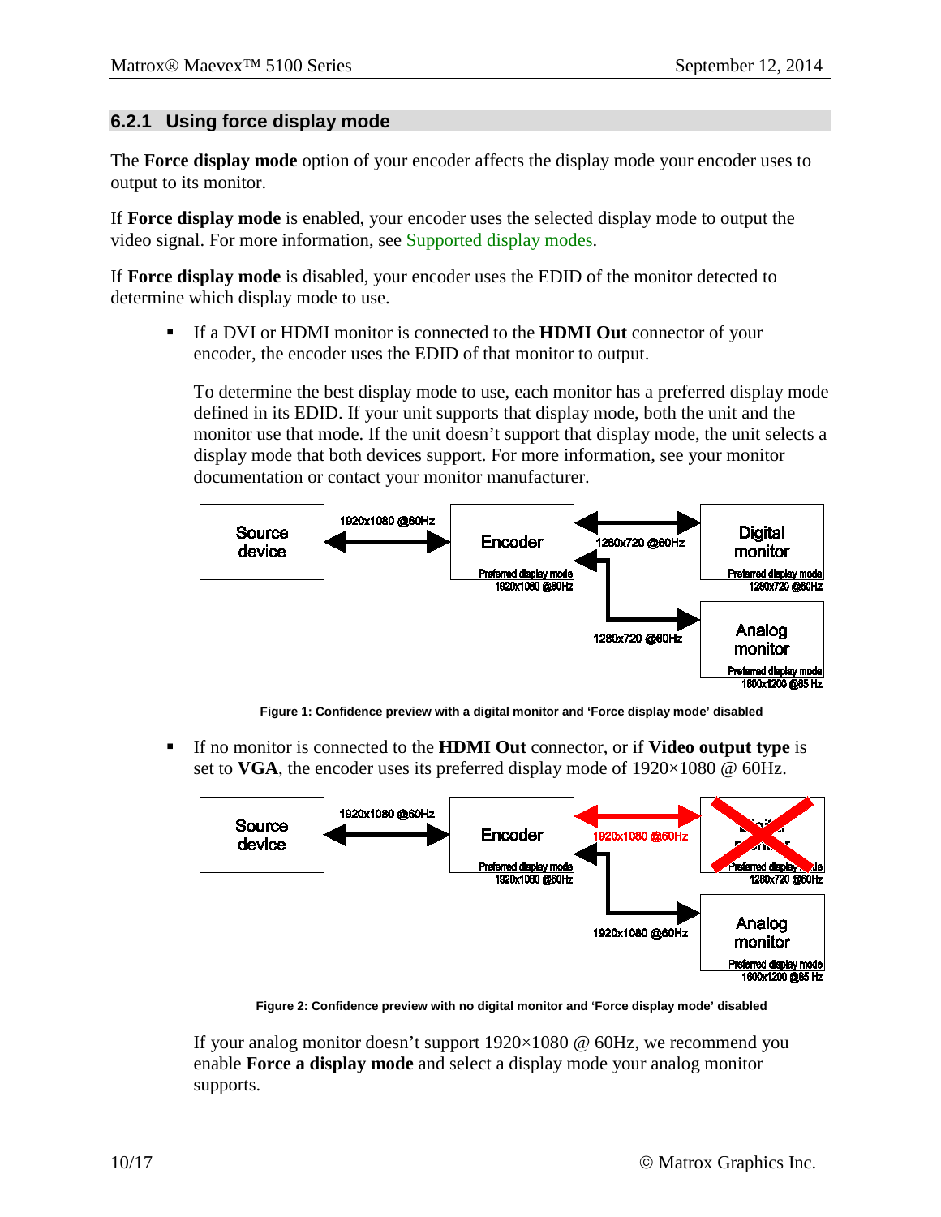### 6.2.1 Using force display mode

The **Force display mode** option of your encoder affects the display mode your encoder uses to output to its monitor.

If **Force display mode** is enabled, your encoder uses the selected display mode to output the video signal. For more information, see Supported display modes.

If **Force display mode** is disabled, your encoder uses the EDID of the monitor detected to determine which display mode to use.

- If a DVI or HDMI monitor is connected to the **HDMI Out** connector of your encoder, the encoder uses the EDID of that monitor to output.

  To determine the best display mode to use, each monitor has a preferred display mode defined in its EDID. If your unit supports that display mode, both the unit and the monitor use that mode. If the unit doesn't support that display mode, the unit selects a display mode that both devices support. For more information, see your monitor documentation or contact your monitor manufacturer.

**Figure 1: Confidence preview with a digital monitor and 'Force display mode' disabled**

- If no monitor is connected to the **HDMI Out** connector, or if **Video output type** is set to **VGA**, the encoder uses its preferred display mode of 1920×1080 @ 60Hz.

**Figure 2: Confidence preview with no digital monitor and 'Force display mode' disabled**

If your analog monitor doesn't support 1920×1080 @ 60Hz, we recommend you enable **Force a display mode** and select a display mode your analog monitor supports.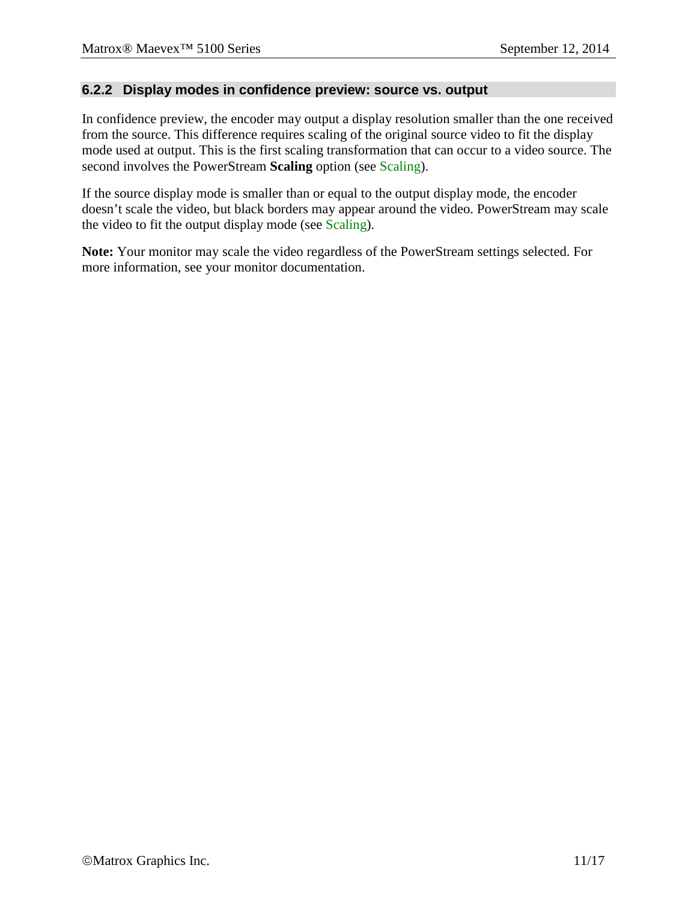### 6.2.2 Display modes in confidence preview: source vs. output

In confidence preview, the encoder may output a display resolution smaller than the one received from the source. This difference requires scaling of the original source video to fit the display mode used at output. This is the first scaling transformation that can occur to a video source. The second involves the PowerStream **Scaling** option (see Scaling).

If the source display mode is smaller than or equal to the output display mode, the encoder doesn't scale the video, but black borders may appear around the video. PowerStream may scale the video to fit the output display mode (see Scaling).

**Note:** Your monitor may scale the video regardless of the PowerStream settings selected. For more information, see your monitor documentation.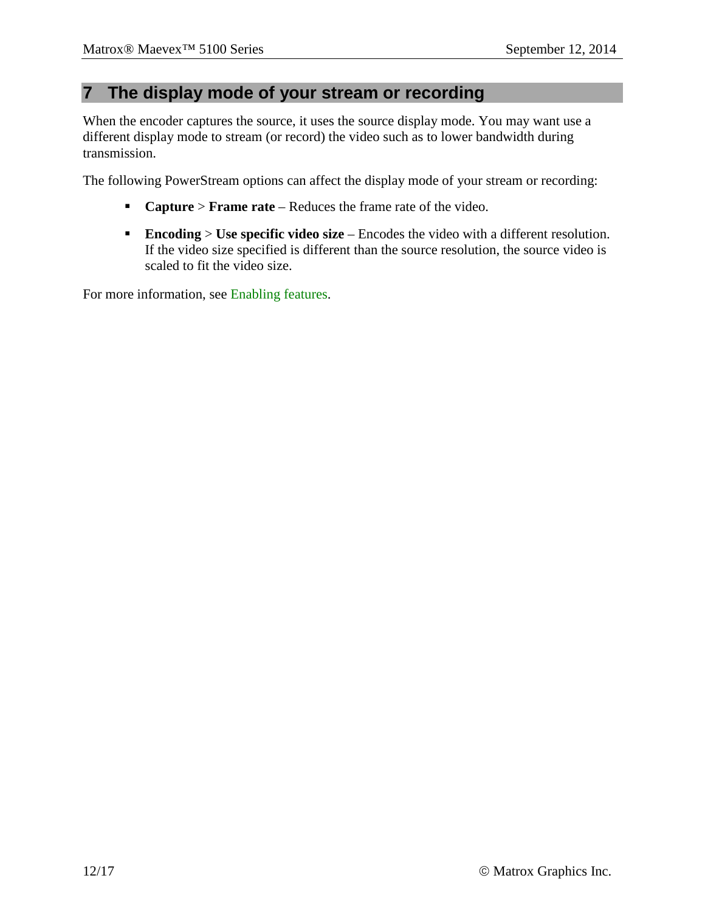# 7 The display mode of your stream or recording

When the encoder captures the source, it uses the source display mode. You may want use a different display mode to stream (or record) the video such as to lower bandwidth during transmission.

The following PowerStream options can affect the display mode of your stream or recording:

- **Capture** > **Frame rate** – Reduces the frame rate of the video.
- **Encoding** > **Use specific video size** – Encodes the video with a different resolution. If the video size specified is different than the source resolution, the source video is scaled to fit the video size.

For more information, see Enabling features.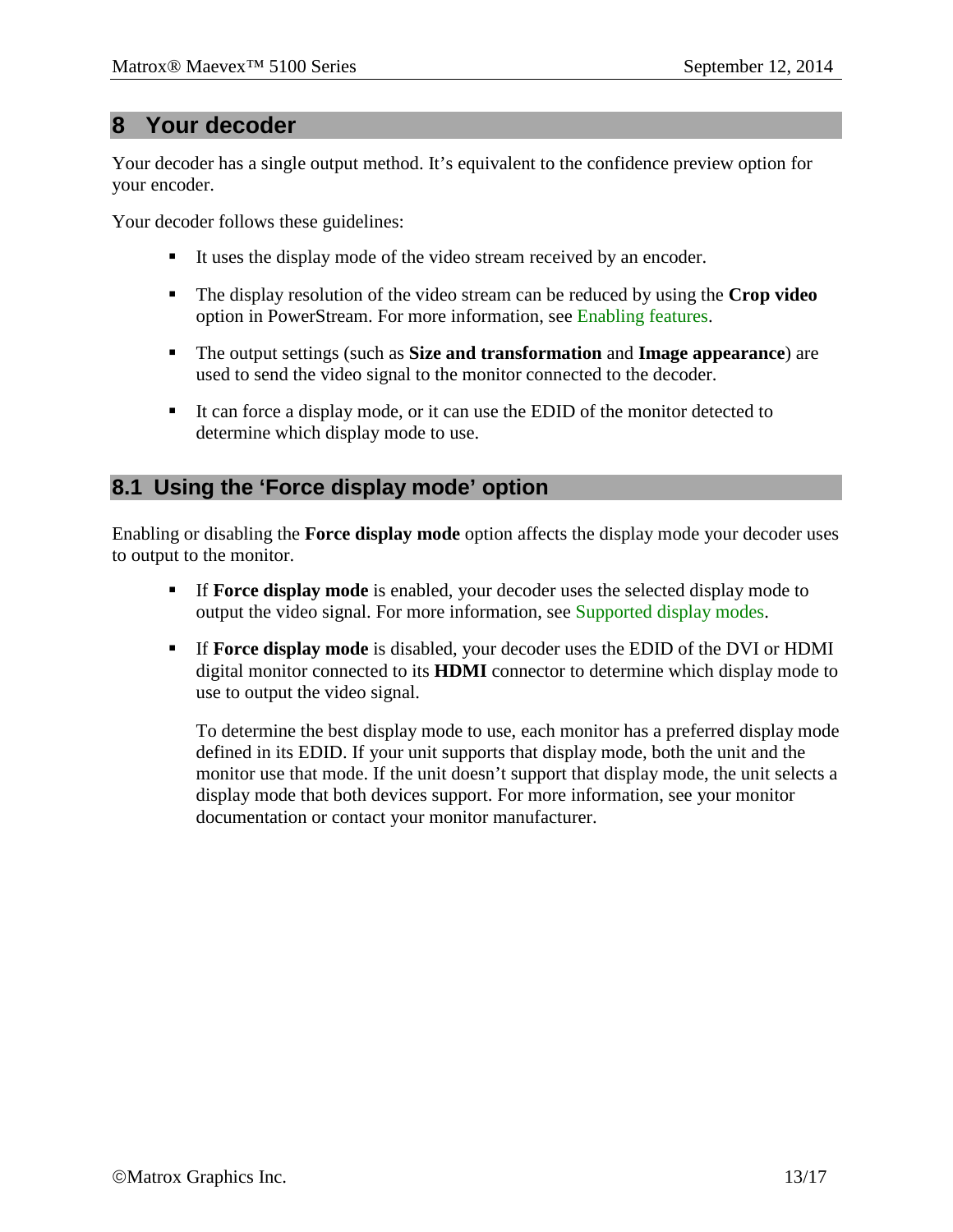# 8 Your decoder

Your decoder has a single output method. It's equivalent to the confidence preview option for your encoder.

Your decoder follows these guidelines:

- It uses the display mode of the video stream received by an encoder.
- The display resolution of the video stream can be reduced by using the **Crop video** option in PowerStream. For more information, see Enabling features.
- The output settings (such as **Size and transformation** and **Image appearance**) are used to send the video signal to the monitor connected to the decoder.
- It can force a display mode, or it can use the EDID of the monitor detected to determine which display mode to use.

## 8.1 Using the 'Force display mode' option

Enabling or disabling the **Force display mode** option affects the display mode your decoder uses to output to the monitor.

- If **Force display mode** is enabled, your decoder uses the selected display mode to output the video signal. For more information, see Supported display modes.
- If **Force display mode** is disabled, your decoder uses the EDID of the DVI or HDMI digital monitor connected to its **HDMI** connector to determine which display mode to use to output the video signal.

  To determine the best display mode to use, each monitor has a preferred display mode defined in its EDID. If your unit supports that display mode, both the unit and the monitor use that mode. If the unit doesn't support that display mode, the unit selects a display mode that both devices support. For more information, see your monitor documentation or contact your monitor manufacturer.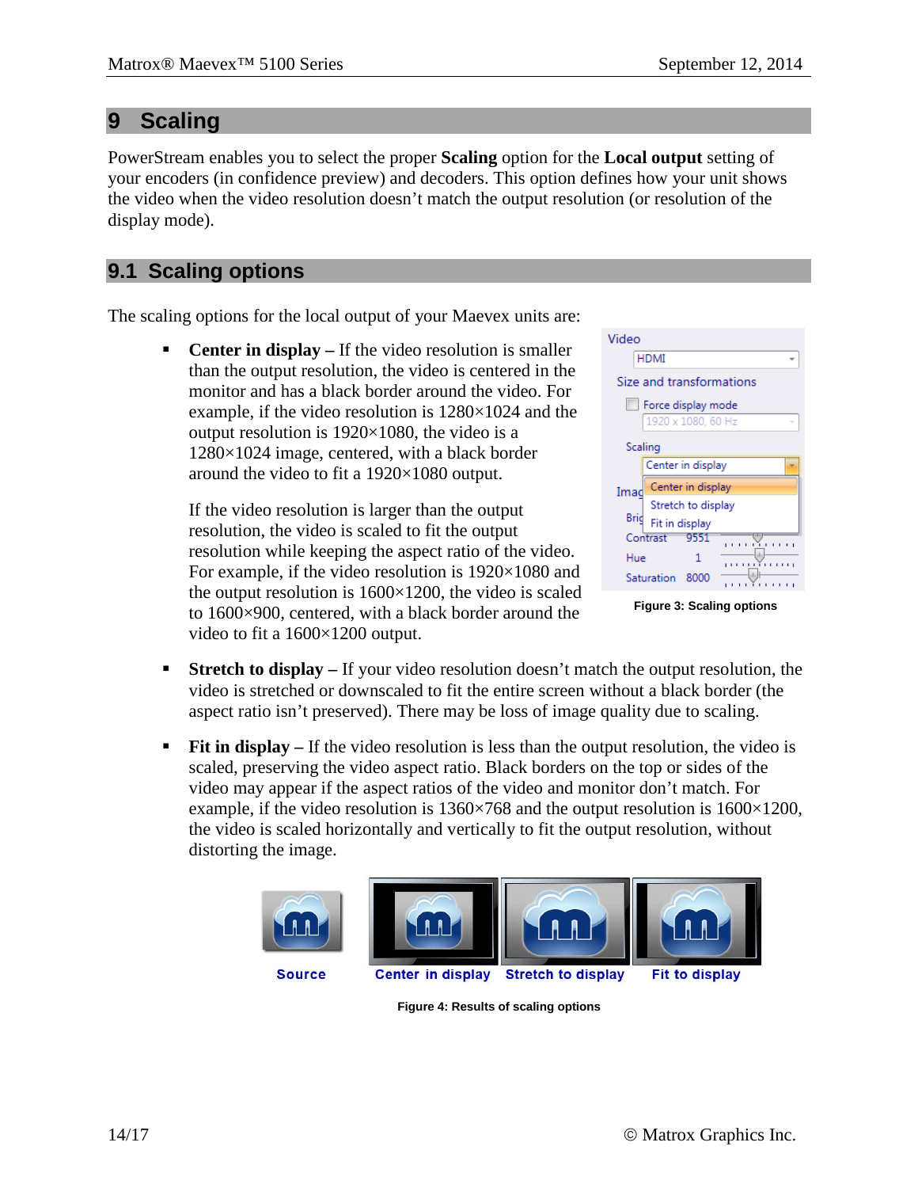# 9 Scaling

PowerStream enables you to select the proper **Scaling** option for the **Local output** setting of your encoders (in confidence preview) and decoders. This option defines how your unit shows the video when the video resolution doesn't match the output resolution (or resolution of the display mode).

## 9.1 Scaling options

The scaling options for the local output of your Maevex units are:

- **Center in display –** If the video resolution is smaller than the output resolution, the video is centered in the monitor and has a black border around the video. For example, if the video resolution is 1280×1024 and the output resolution is 1920×1080, the video is a 1280×1024 image, centered, with a black border around the video to fit a 1920×1080 output.

  If the video resolution is larger than the output resolution, the video is scaled to fit the output resolution while keeping the aspect ratio of the video. For example, if the video resolution is 1920×1080 and the output resolution is 1600×1200, the video is scaled to 1600×900, centered, with a black border around the video to fit a 1600×1200 output.

Figure 3: Scaling options

- **Stretch to display –** If your video resolution doesn't match the output resolution, the video is stretched or downscaled to fit the entire screen without a black border (the aspect ratio isn't preserved). There may be loss of image quality due to scaling.
- **Fit in display –** If the video resolution is less than the output resolution, the video is scaled, preserving the video aspect ratio. Black borders on the top or sides of the video may appear if the aspect ratios of the video and monitor don't match. For example, if the video resolution is 1360×768 and the output resolution is 1600×1200, the video is scaled horizontally and vertically to fit the output resolution, without distorting the image.

Source | Center in display | Stretch to display | Fit to display

Figure 4: Results of scaling options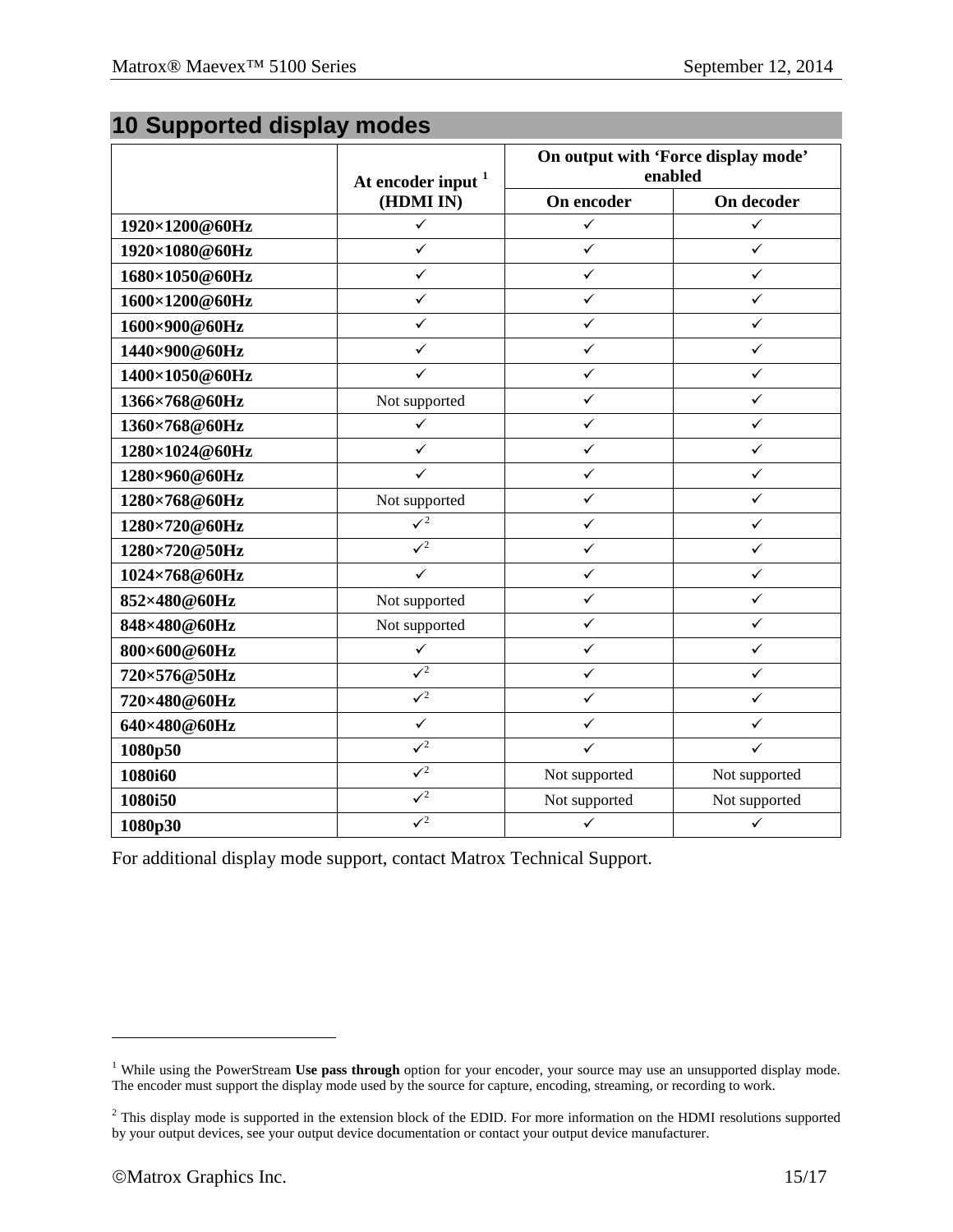# 10 Supported display modes

| | At encoder input [1] (HDMI IN) | On output with 'Force display mode' enabled | |
|---|---|---|---|
| | | On encoder | On decoder |
| **1920×1200@60Hz** | ✓ | ✓ | ✓ |
| **1920×1080@60Hz** | ✓ | ✓ | ✓ |
| **1680×1050@60Hz** | ✓ | ✓ | ✓ |
| **1600×1200@60Hz** | ✓ | ✓ | ✓ |
| **1600×900@60Hz** | ✓ | ✓ | ✓ |
| **1440×900@60Hz** | ✓ | ✓ | ✓ |
| **1400×1050@60Hz** | ✓ | ✓ | ✓ |
| **1366×768@60Hz** | Not supported | ✓ | ✓ |
| **1360×768@60Hz** | ✓ | ✓ | ✓ |
| **1280×1024@60Hz** | ✓ | ✓ | ✓ |
| **1280×960@60Hz** | ✓ | ✓ | ✓ |
| **1280×768@60Hz** | Not supported | ✓ | ✓ |
| **1280×720@60Hz** | ✓[2] | ✓ | ✓ |
| **1280×720@50Hz** | ✓[2] | ✓ | ✓ |
| **1024×768@60Hz** | ✓ | ✓ | ✓ |
| **852×480@60Hz** | Not supported | ✓ | ✓ |
| **848×480@60Hz** | Not supported | ✓ | ✓ |
| **800×600@60Hz** | ✓ | ✓ | ✓ |
| **720×576@50Hz** | ✓[2] | ✓ | ✓ |
| **720×480@60Hz** | ✓[2] | ✓ | ✓ |
| **640×480@60Hz** | ✓ | ✓ | ✓ |
| **1080p50** | ✓[2] | ✓ | ✓ |
| **1080i60** | ✓[2] | Not supported | Not supported |
| **1080i50** | ✓[2] | Not supported | Not supported |
| **1080p30** | ✓[2] | ✓ | ✓ |

For additional display mode support, contact Matrox Technical Support.

[1] While using the PowerStream **Use pass through** option for your encoder, your source may use an unsupported display mode. The encoder must support the display mode used by the source for capture, encoding, streaming, or recording to work.

[2] This display mode is supported in the extension block of the EDID. For more information on the HDMI resolutions supported by your output devices, see your output device documentation or contact your output device manufacturer.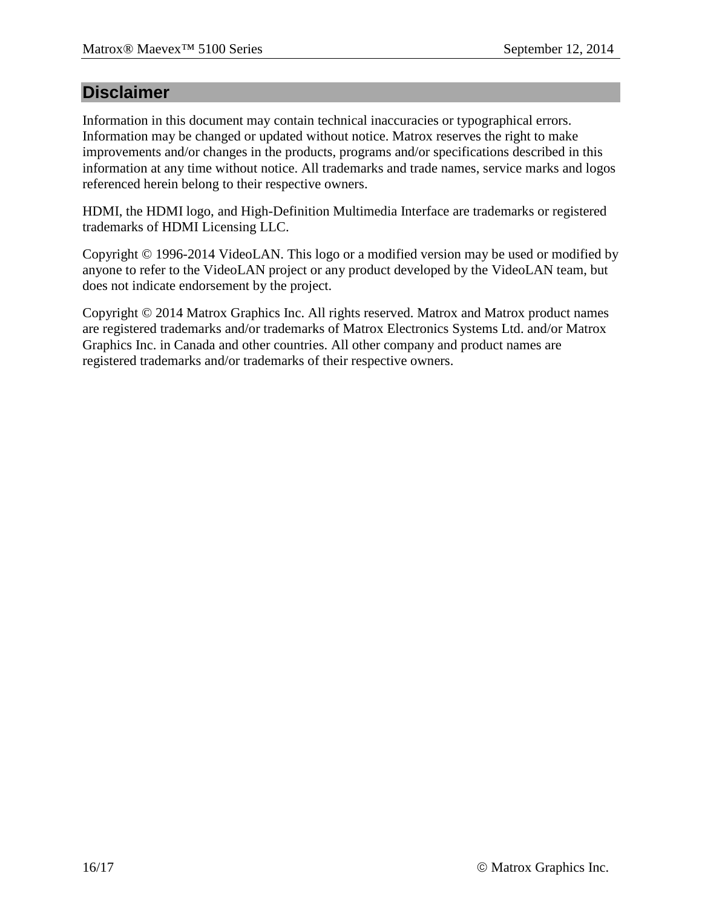## Disclaimer

Information in this document may contain technical inaccuracies or typographical errors. Information may be changed or updated without notice. Matrox reserves the right to make improvements and/or changes in the products, programs and/or specifications described in this information at any time without notice. All trademarks and trade names, service marks and logos referenced herein belong to their respective owners.

HDMI, the HDMI logo, and High-Definition Multimedia Interface are trademarks or registered trademarks of HDMI Licensing LLC.

Copyright © 1996-2014 VideoLAN. This logo or a modified version may be used or modified by anyone to refer to the VideoLAN project or any product developed by the VideoLAN team, but does not indicate endorsement by the project.

Copyright © 2014 Matrox Graphics Inc. All rights reserved. Matrox and Matrox product names are registered trademarks and/or trademarks of Matrox Electronics Systems Ltd. and/or Matrox Graphics Inc. in Canada and other countries. All other company and product names are registered trademarks and/or trademarks of their respective owners.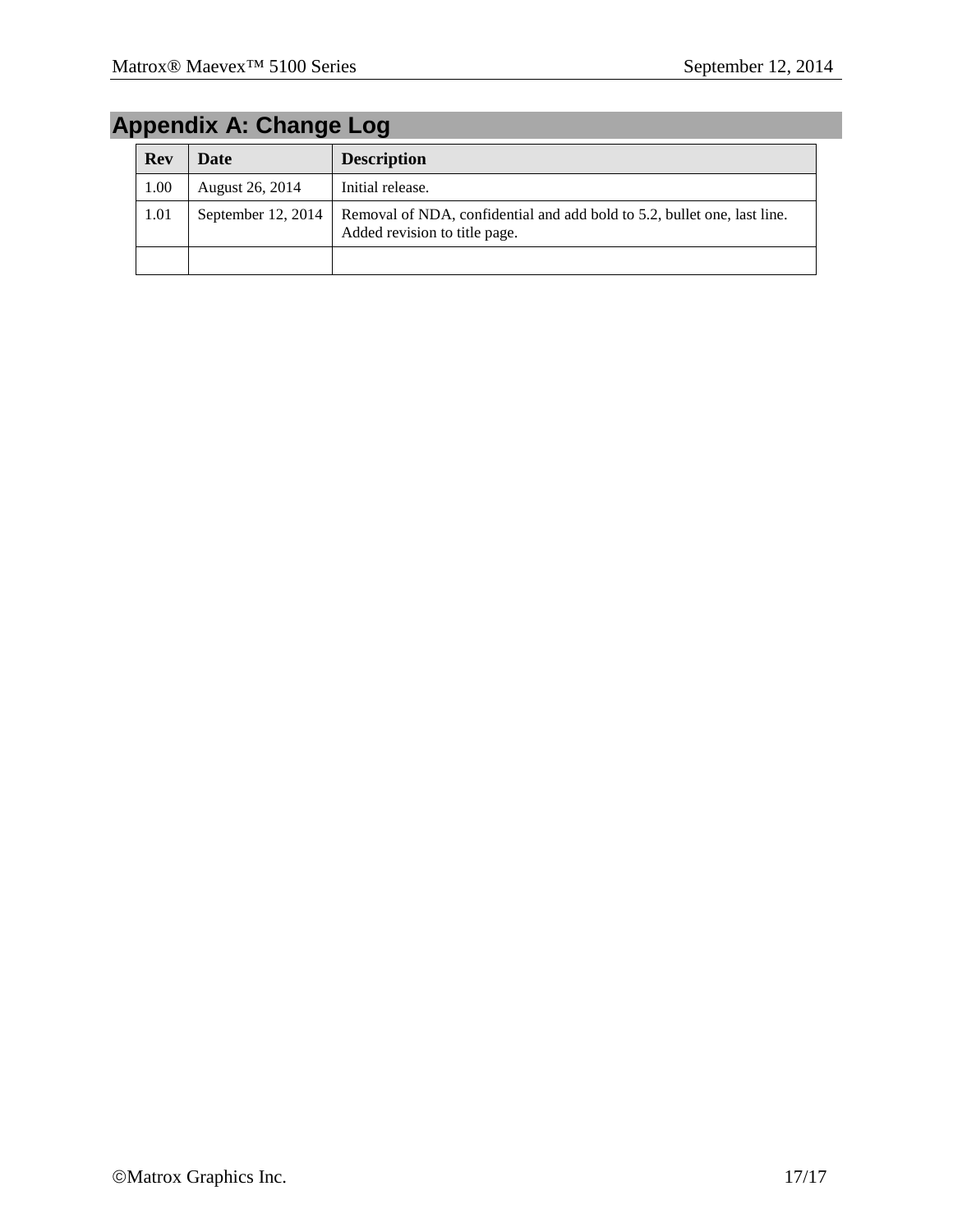# Appendix A: Change Log

| Rev | Date | Description |
| --- | --- | --- |
| 1.00 | August 26, 2014 | Initial release. |
| 1.01 | September 12, 2014 | Removal of NDA, confidential and add bold to 5.2, bullet one, last line. Added revision to title page. |
| | | |